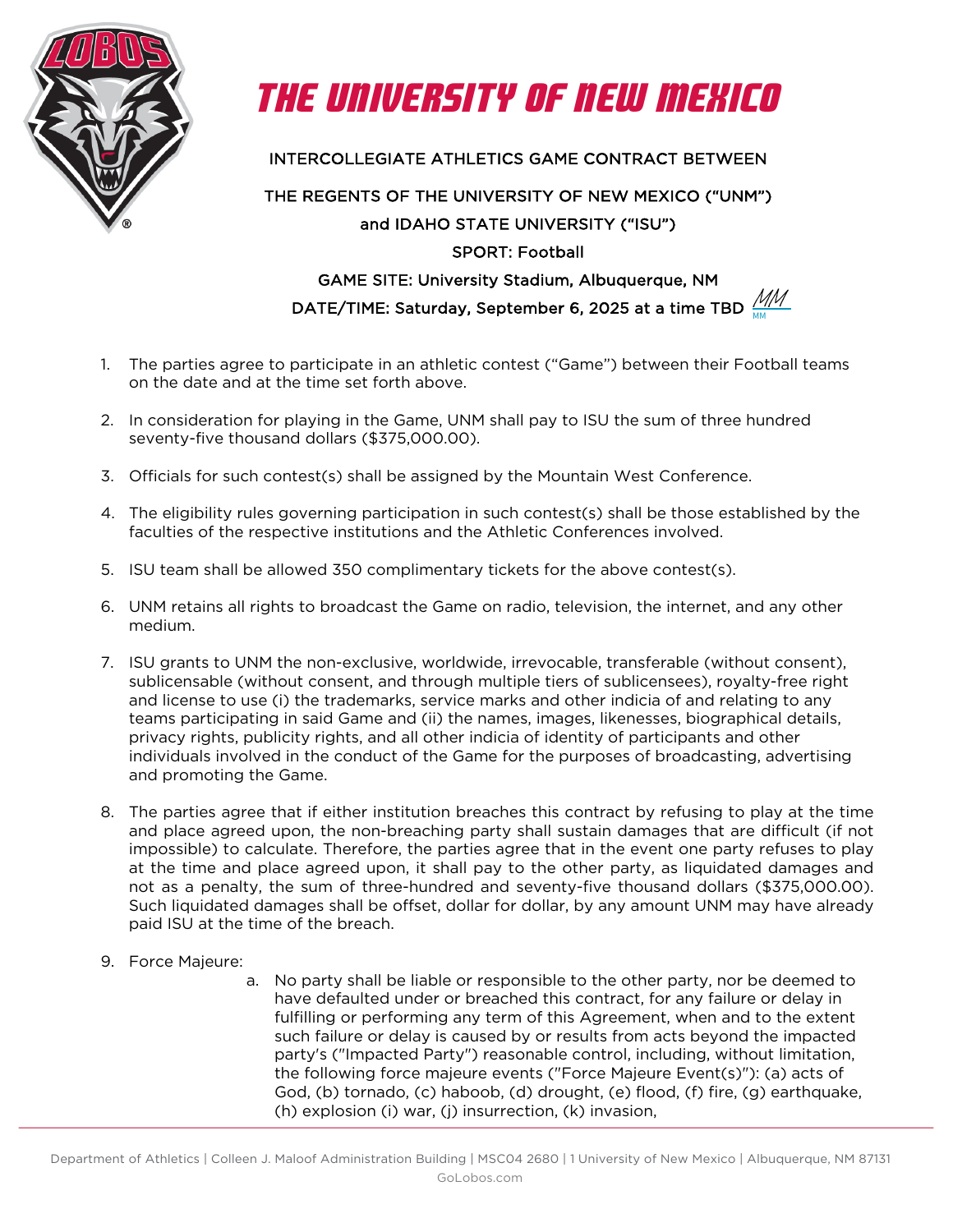# THE UNIVERSITY OF NEW MEXICO

INTERCOLLEGIATE ATHLETICS GAME CONTRACT BETWEEN

THE REGENTS OF THE UNIVERSITY OF NEW MEXICO ("UNM")

and IDAHO STATE UNIVERSITY ("ISU")

SPORT: Football

GAME SITE: University Stadium, Albuquerque, NM

DATE/TIME: Saturday, September 6, 2025 at a time TBD MM

1. The parties agree to participate in an athletic contest ("Game") between their Football teams on the date and at the time set forth above.

2. In consideration for playing in the Game, UNM shall pay to ISU the sum of three hundred seventy-five thousand dollars ($375,000.00).

3. Officials for such contest(s) shall be assigned by the Mountain West Conference.

4. The eligibility rules governing participation in such contest(s) shall be those established by the faculties of the respective institutions and the Athletic Conferences involved.

5. ISU team shall be allowed 350 complimentary tickets for the above contest(s).

6. UNM retains all rights to broadcast the Game on radio, television, the internet, and any other medium.

7. ISU grants to UNM the non-exclusive, worldwide, irrevocable, transferable (without consent), sublicensable (without consent, and through multiple tiers of sublicensees), royalty-free right and license to use (i) the trademarks, service marks and other indicia of and relating to any teams participating in said Game and (ii) the names, images, likenesses, biographical details, privacy rights, publicity rights, and all other indicia of identity of participants and other individuals involved in the conduct of the Game for the purposes of broadcasting, advertising and promoting the Game.

8. The parties agree that if either institution breaches this contract by refusing to play at the time and place agreed upon, the non-breaching party shall sustain damages that are difficult (if not impossible) to calculate. Therefore, the parties agree that in the event one party refuses to play at the time and place agreed upon, it shall pay to the other party, as liquidated damages and not as a penalty, the sum of three-hundred and seventy-five thousand dollars ($375,000.00). Such liquidated damages shall be offset, dollar for dollar, by any amount UNM may have already paid ISU at the time of the breach.

9. Force Majeure:
   a. No party shall be liable or responsible to the other party, nor be deemed to have defaulted under or breached this contract, for any failure or delay in fulfilling or performing any term of this Agreement, when and to the extent such failure or delay is caused by or results from acts beyond the impacted party's ("Impacted Party") reasonable control, including, without limitation, the following force majeure events ("Force Majeure Event(s)"): (a) acts of God, (b) tornado, (c) haboob, (d) drought, (e) flood, (f) fire, (g) earthquake, (h) explosion (i) war, (j) insurrection, (k) invasion,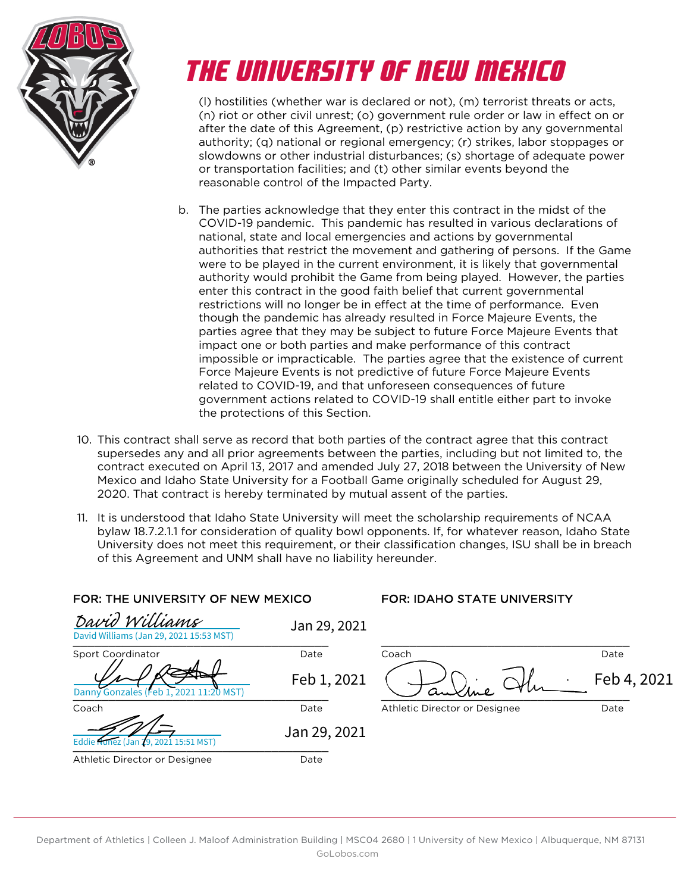# THE UNIVERSITY OF NEW MEXICO

(l) hostilities (whether war is declared or not), (m) terrorist threats or acts, (n) riot or other civil unrest; (o) government rule order or law in effect on or after the date of this Agreement, (p) restrictive action by any governmental authority; (q) national or regional emergency; (r) strikes, labor stoppages or slowdowns or other industrial disturbances; (s) shortage of adequate power or transportation facilities; and (t) other similar events beyond the reasonable control of the Impacted Party.

b. The parties acknowledge that they enter this contract in the midst of the COVID-19 pandemic. This pandemic has resulted in various declarations of national, state and local emergencies and actions by governmental authorities that restrict the movement and gathering of persons. If the Game were to be played in the current environment, it is likely that governmental authority would prohibit the Game from being played. However, the parties enter this contract in the good faith belief that current governmental restrictions will no longer be in effect at the time of performance. Even though the pandemic has already resulted in Force Majeure Events, the parties agree that they may be subject to future Force Majeure Events that impact one or both parties and make performance of this contract impossible or impracticable. The parties agree that the existence of current Force Majeure Events is not predictive of future Force Majeure Events related to COVID-19, and that unforeseen consequences of future government actions related to COVID-19 shall entitle either part to invoke the protections of this Section.

10. This contract shall serve as record that both parties of the contract agree that this contract supersedes any and all prior agreements between the parties, including but not limited to, the contract executed on April 13, 2017 and amended July 27, 2018 between the University of New Mexico and Idaho State University for a Football Game originally scheduled for August 29, 2020. That contract is hereby terminated by mutual assent of the parties.

11. It is understood that Idaho State University will meet the scholarship requirements of NCAA bylaw 18.7.2.1.1 for consideration of quality bowl opponents. If, for whatever reason, Idaho State University does not meet this requirement, or their classification changes, ISU shall be in breach of this Agreement and UNM shall have no liability hereunder.

FOR: THE UNIVERSITY OF NEW MEXICO

David Williams
David Williams (Jan 29, 2021 15:53 MST) — Jan 29, 2021
Sport Coordinator — Date

Danny Gonzales (Feb 1, 2021 11:20 MST) — Feb 1, 2021
Coach — Date

Eddie Nunez (Jan 29, 2021 15:51 MST) — Jan 29, 2021
Athletic Director or Designee — Date

FOR: IDAHO STATE UNIVERSITY

Coach — Date

Pauline Thiros — Feb 4, 2021
Athletic Director or Designee — Date

Department of Athletics | Colleen J. Maloof Administration Building | MSC04 2680 | 1 University of New Mexico | Albuquerque, NM 87131
GoLobos.com